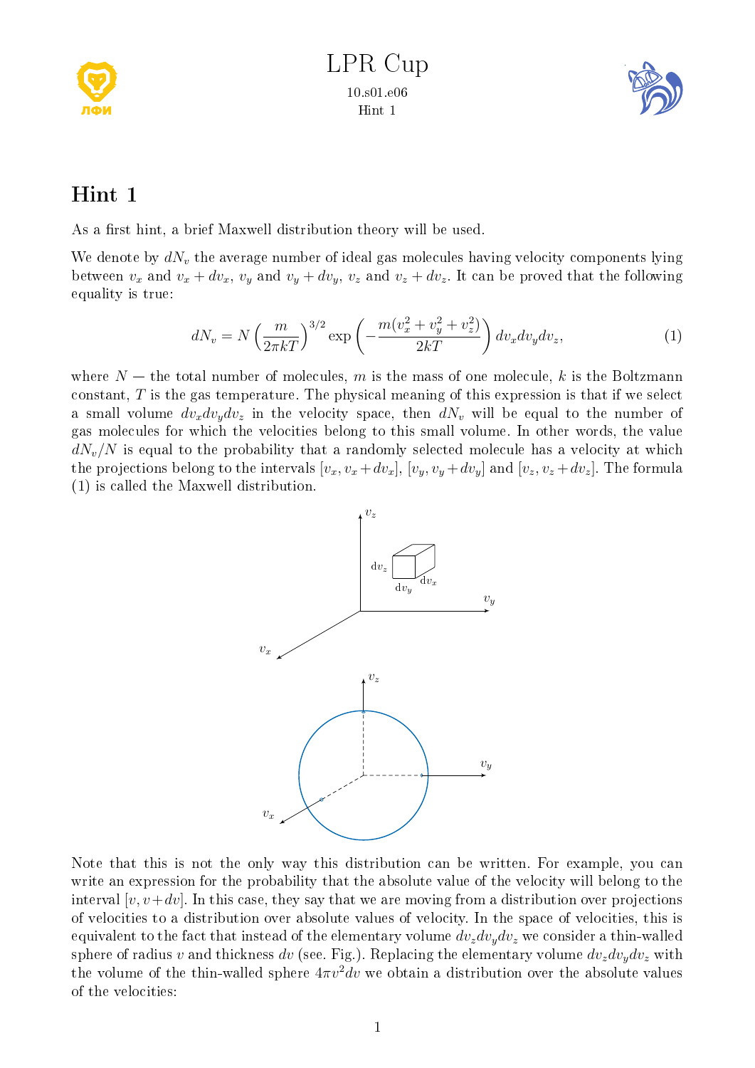## Hint 1

As a first hint, a brief Maxwell distribution theory will be used.

We denote by $dN_v$ the average number of ideal gas molecules having velocity components lying between $v_x$ and $v_x + dv_x$, $v_y$ and $v_y + dv_y$, $v_z$ and $v_z + dv_z$. It can be proved that the following equality is true:

$$dN_v = N\left(\frac{m}{2\pi kT}\right)^{3/2} \exp\left(-\frac{m(v_x^2 + v_y^2 + v_z^2)}{2kT}\right) dv_x dv_y dv_z, \tag{1}$$

where $N$ — the total number of molecules, $m$ is the mass of one molecule, $k$ is the Boltzmann constant, $T$ is the gas temperature. The physical meaning of this expression is that if we select a small volume $dv_x dv_y dv_z$ in the velocity space, then $dN_v$ will be equal to the number of gas molecules for which the velocities belong to this small volume. In other words, the value $dN_v/N$ is equal to the probability that a randomly selected molecule has a velocity at which the projections belong to the intervals $[v_x, v_x + dv_x]$, $[v_y, v_y + dv_y]$ and $[v_z, v_z + dv_z]$. The formula (1) is called the Maxwell distribution.

Note that this is not the only way this distribution can be written. For example, you can write an expression for the probability that the absolute value of the velocity will belong to the interval $[v, v+dv]$. In this case, they say that we are moving from a distribution over projections of velocities to a distribution over absolute values of velocity. In the space of velocities, this is equivalent to the fact that instead of the elementary volume $dv_z dv_y dv_z$ we consider a thin-walled sphere of radius $v$ and thickness $dv$ (see. Fig.). Replacing the elementary volume $dv_z dv_y dv_z$ with the volume of the thin-walled sphere $4\pi v^2 dv$ we obtain a distribution over the absolute values of the velocities: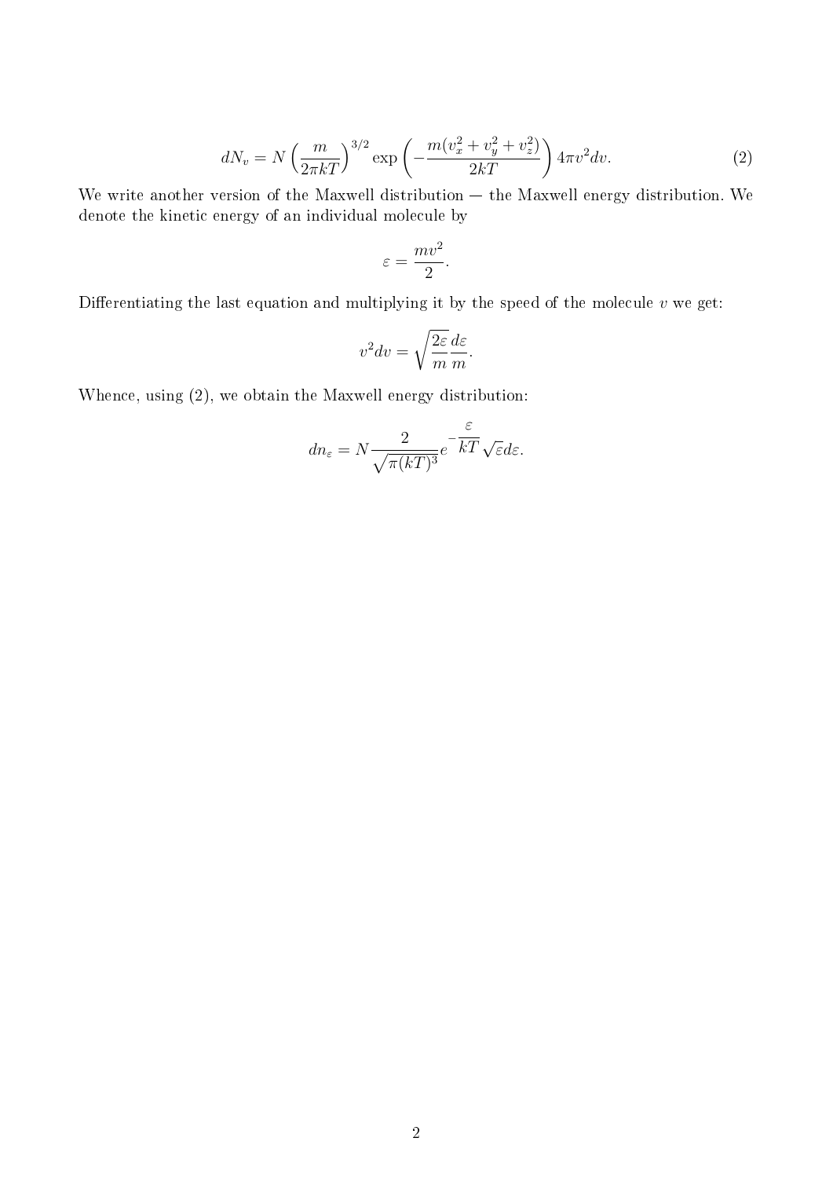$$dN_v = N \left( \frac{m}{2\pi kT} \right)^{3/2} \exp \left( -\frac{m(v_x^2 + v_y^2 + v_z^2)}{2kT} \right) 4\pi v^2 dv. \tag{2}$$

We write another version of the Maxwell distribution — the Maxwell energy distribution. We denote the kinetic energy of an individual molecule by

$$\varepsilon = \frac{mv^2}{2}.$$

Differentiating the last equation and multiplying it by the speed of the molecule $v$ we get:

$$v^2 dv = \sqrt{\frac{2\varepsilon}{m}} \frac{d\varepsilon}{m}.$$

Whence, using (2), we obtain the Maxwell energy distribution:

$$dn_\varepsilon = N \frac{2}{\sqrt{\pi (kT)^3}} e^{-\dfrac{\varepsilon}{kT}} \sqrt{\varepsilon} d\varepsilon.$$